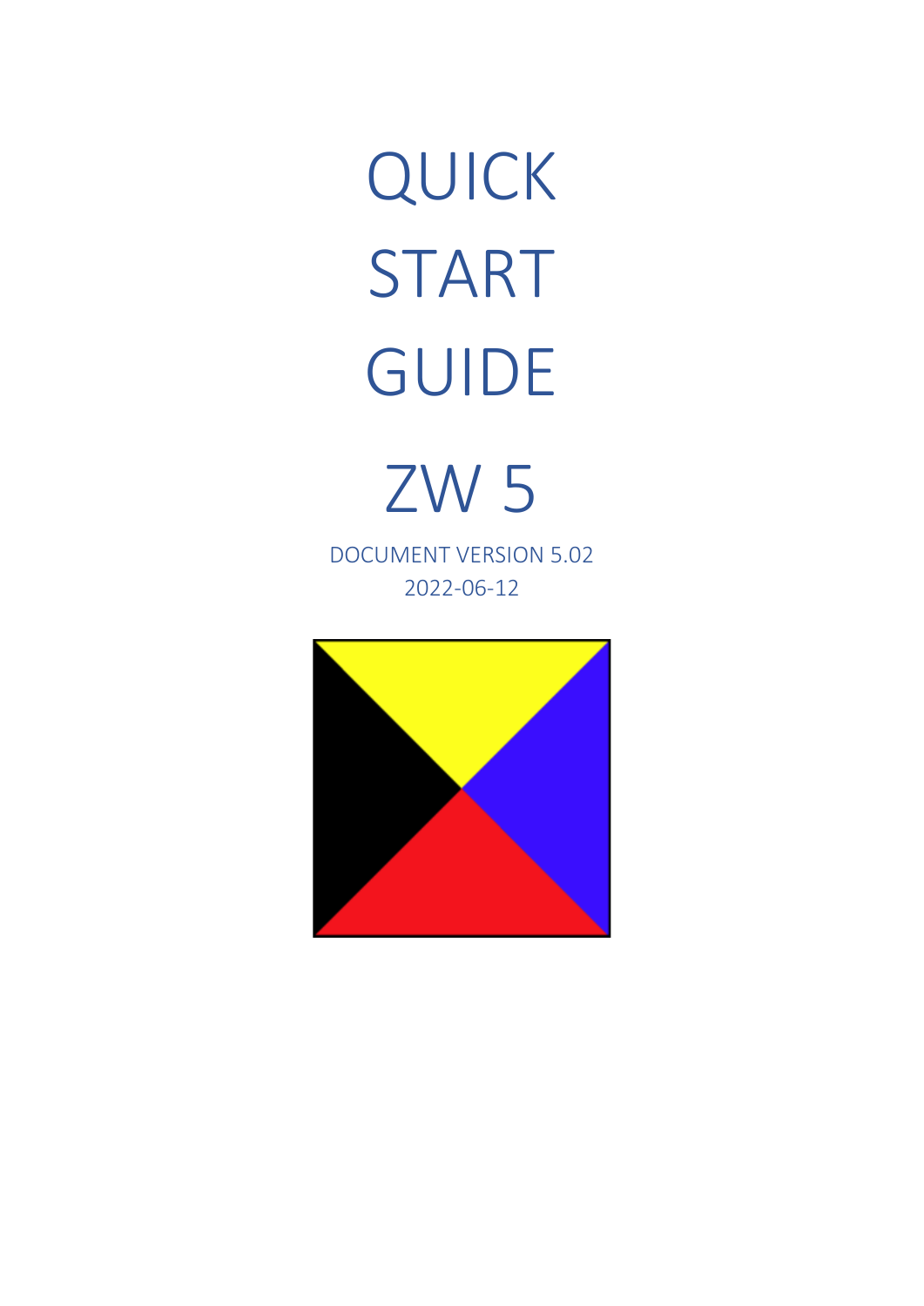# QUICK START GUIDE

# ZW 5

DOCUMENT VERSION 5.02

2022-06-12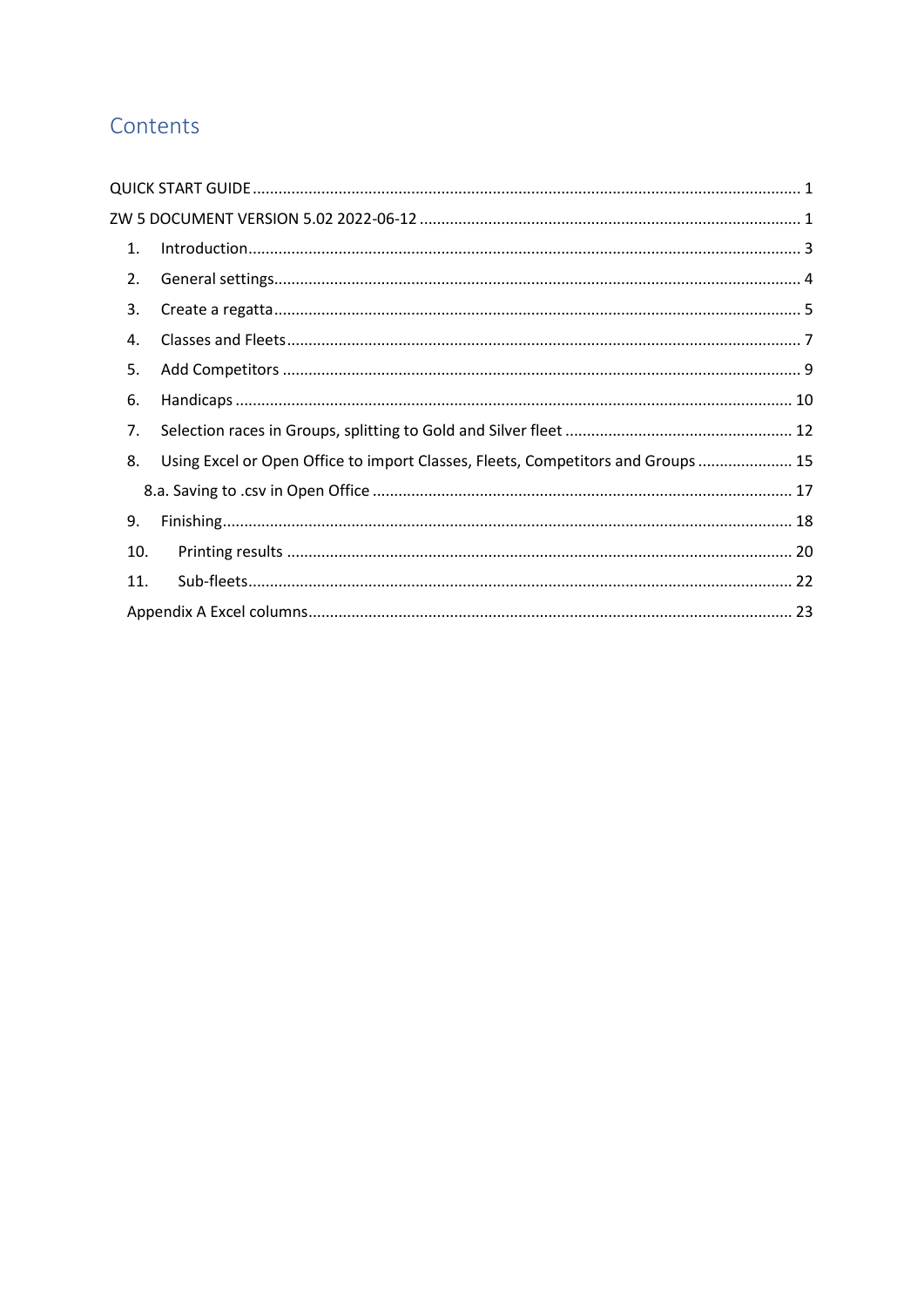# Contents

QUICK START GUIDE ........ 1

ZW 5 DOCUMENT VERSION 5.02 2022-06-12 ........ 1

1. Introduction ........ 3
2. General settings ........ 4
3. Create a regatta ........ 5
4. Classes and Fleets ........ 7
5. Add Competitors ........ 9
6. Handicaps ........ 10
7. Selection races in Groups, splitting to Gold and Silver fleet ........ 12
8. Using Excel or Open Office to import Classes, Fleets, Competitors and Groups ........ 15
   - 8.a. Saving to .csv in Open Office ........ 17
9. Finishing ........ 18
10. Printing results ........ 20
11. Sub-fleets ........ 22

Appendix A Excel columns ........ 23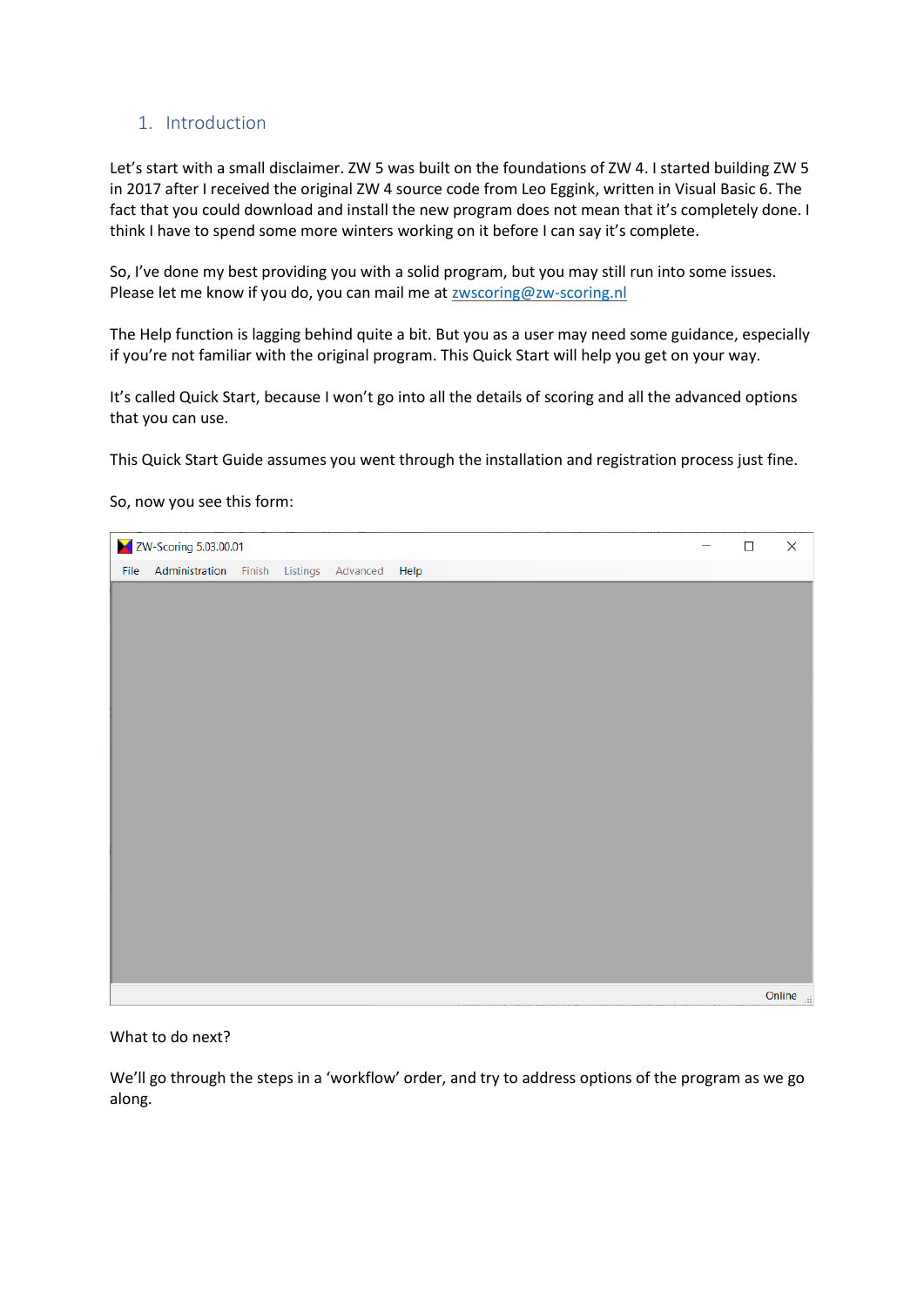## 1. Introduction

Let's start with a small disclaimer. ZW 5 was built on the foundations of ZW 4. I started building ZW 5 in 2017 after I received the original ZW 4 source code from Leo Eggink, written in Visual Basic 6. The fact that you could download and install the new program does not mean that it's completely done. I think I have to spend some more winters working on it before I can say it's complete.

So, I've done my best providing you with a solid program, but you may still run into some issues. Please let me know if you do, you can mail me at zwscoring@zw-scoring.nl

The Help function is lagging behind quite a bit. But you as a user may need some guidance, especially if you're not familiar with the original program. This Quick Start will help you get on your way.

It's called Quick Start, because I won't go into all the details of scoring and all the advanced options that you can use.

This Quick Start Guide assumes you went through the installation and registration process just fine.

So, now you see this form:

What to do next?

We'll go through the steps in a 'workflow' order, and try to address options of the program as we go along.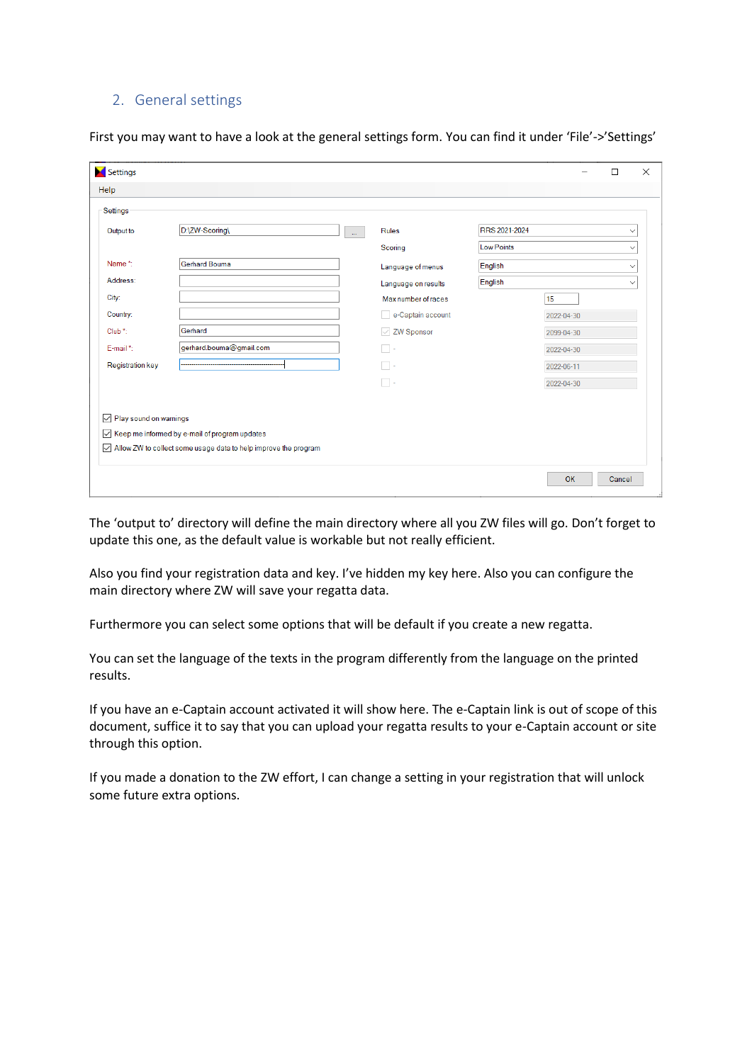## 2. General settings

First you may want to have a look at the general settings form. You can find it under 'File'->'Settings'

The 'output to' directory will define the main directory where all you ZW files will go. Don't forget to update this one, as the default value is workable but not really efficient.

Also you find your registration data and key. I've hidden my key here. Also you can configure the main directory where ZW will save your regatta data.

Furthermore you can select some options that will be default if you create a new regatta.

You can set the language of the texts in the program differently from the language on the printed results.

If you have an e-Captain account activated it will show here. The e-Captain link is out of scope of this document, suffice it to say that you can upload your regatta results to your e-Captain account or site through this option.

If you made a donation to the ZW effort, I can change a setting in your registration that will unlock some future extra options.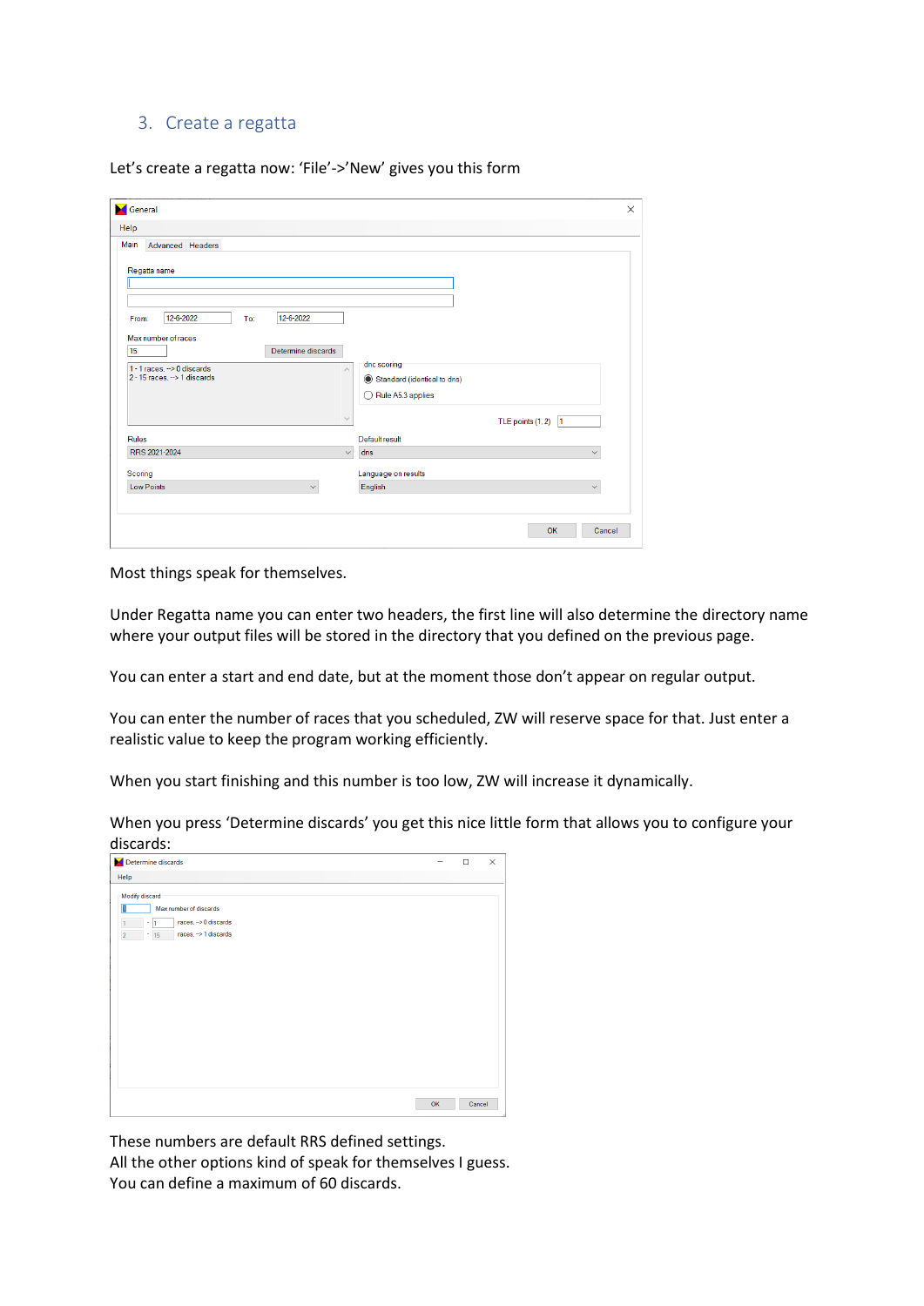## 3. Create a regatta

Let's create a regatta now: 'File'->'New' gives you this form

Most things speak for themselves.

Under Regatta name you can enter two headers, the first line will also determine the directory name where your output files will be stored in the directory that you defined on the previous page.

You can enter a start and end date, but at the moment those don't appear on regular output.

You can enter the number of races that you scheduled, ZW will reserve space for that. Just enter a realistic value to keep the program working efficiently.

When you start finishing and this number is too low, ZW will increase it dynamically.

When you press 'Determine discards' you get this nice little form that allows you to configure your discards:

These numbers are default RRS defined settings.
All the other options kind of speak for themselves I guess.
You can define a maximum of 60 discards.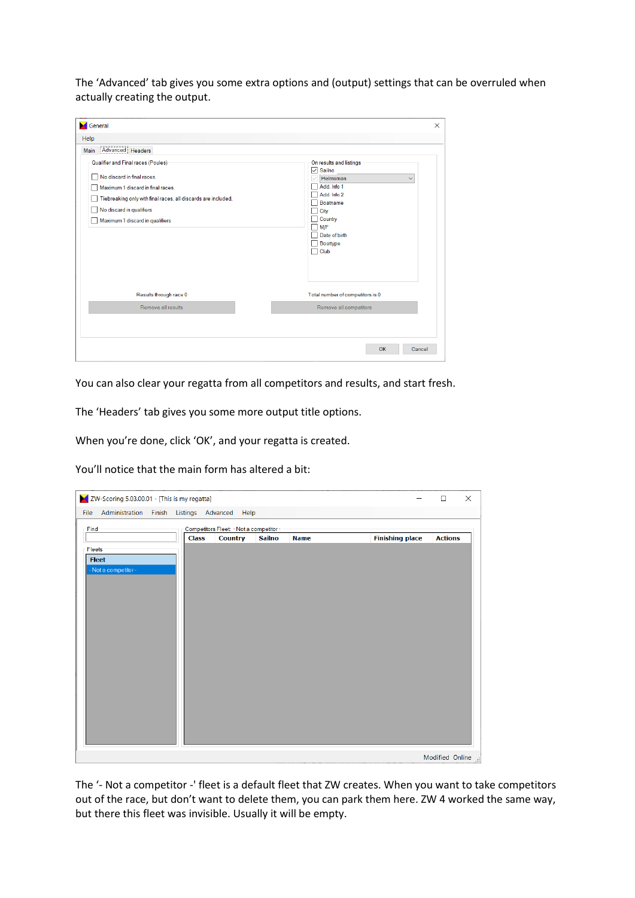The 'Advanced' tab gives you some extra options and (output) settings that can be overruled when actually creating the output.

You can also clear your regatta from all competitors and results, and start fresh.

The 'Headers' tab gives you some more output title options.

When you're done, click 'OK', and your regatta is created.

You'll notice that the main form has altered a bit:

The '- Not a competitor -' fleet is a default fleet that ZW creates. When you want to take competitors out of the race, but don't want to delete them, you can park them here. ZW 4 worked the same way, but there this fleet was invisible. Usually it will be empty.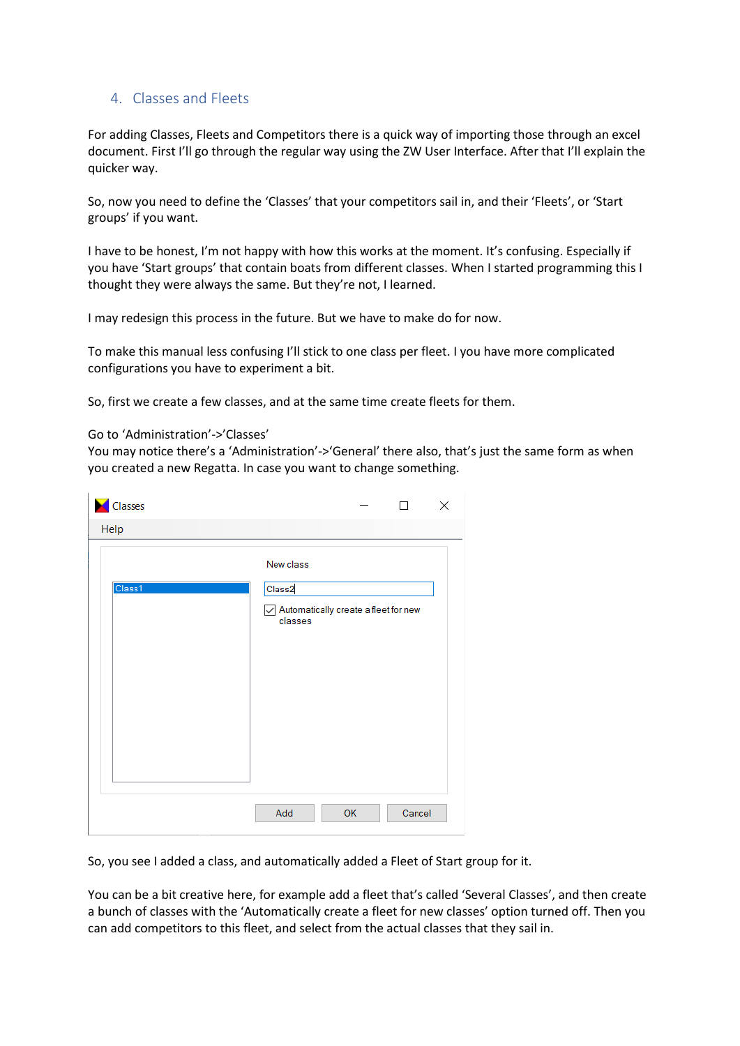## 4. Classes and Fleets

For adding Classes, Fleets and Competitors there is a quick way of importing those through an excel document. First I'll go through the regular way using the ZW User Interface. After that I'll explain the quicker way.

So, now you need to define the 'Classes' that your competitors sail in, and their 'Fleets', or 'Start groups' if you want.

I have to be honest, I'm not happy with how this works at the moment. It's confusing. Especially if you have 'Start groups' that contain boats from different classes. When I started programming this I thought they were always the same. But they're not, I learned.

I may redesign this process in the future. But we have to make do for now.

To make this manual less confusing I'll stick to one class per fleet. I you have more complicated configurations you have to experiment a bit.

So, first we create a few classes, and at the same time create fleets for them.

Go to 'Administration'->'Classes'
You may notice there's a 'Administration'->'General' there also, that's just the same form as when you created a new Regatta. In case you want to change something.

So, you see I added a class, and automatically added a Fleet of Start group for it.

You can be a bit creative here, for example add a fleet that's called 'Several Classes', and then create a bunch of classes with the 'Automatically create a fleet for new classes' option turned off. Then you can add competitors to this fleet, and select from the actual classes that they sail in.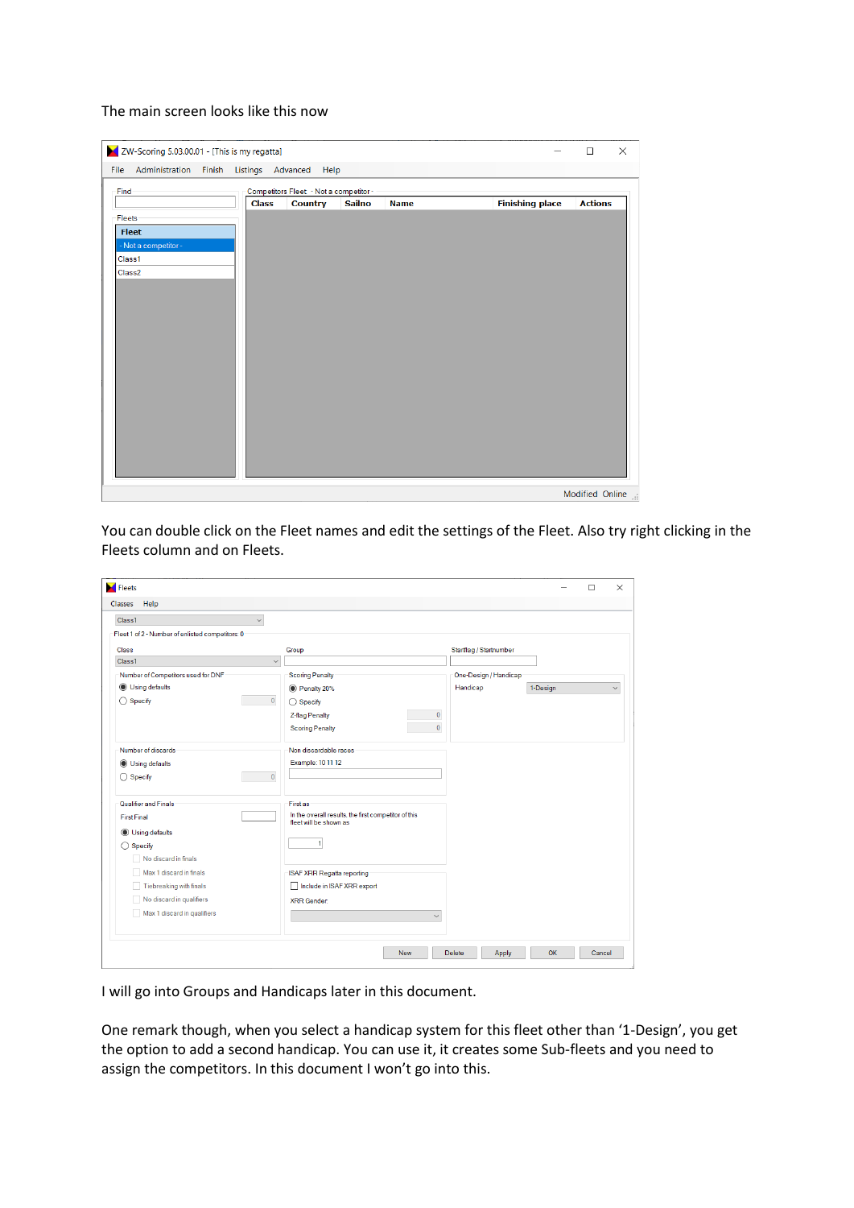The main screen looks like this now

You can double click on the Fleet names and edit the settings of the Fleet. Also try right clicking in the Fleets column and on Fleets.

I will go into Groups and Handicaps later in this document.

One remark though, when you select a handicap system for this fleet other than '1-Design', you get the option to add a second handicap. You can use it, it creates some Sub-fleets and you need to assign the competitors. In this document I won't go into this.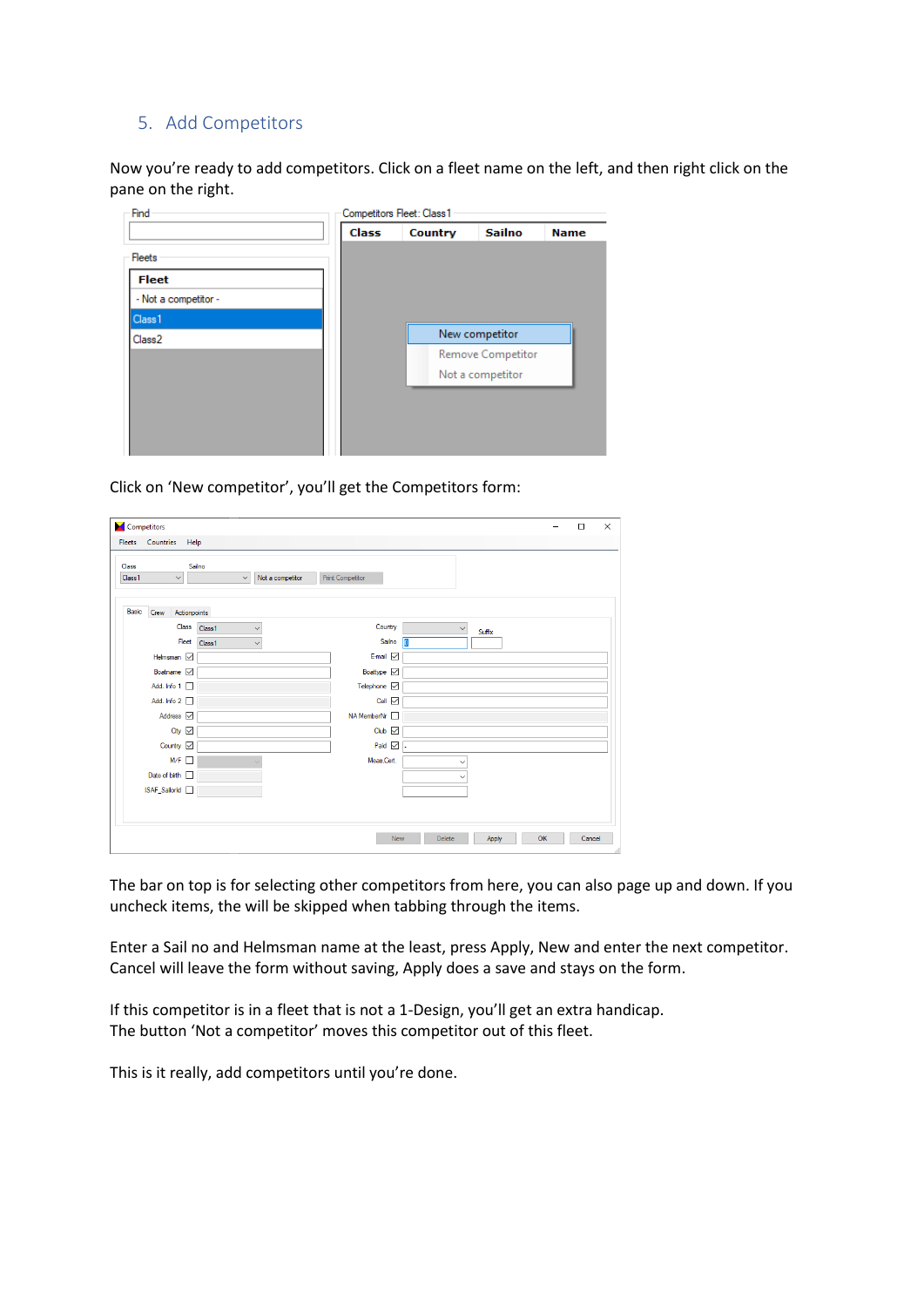## 5. Add Competitors

Now you're ready to add competitors. Click on a fleet name on the left, and then right click on the pane on the right.

Click on 'New competitor', you'll get the Competitors form:

The bar on top is for selecting other competitors from here, you can also page up and down. If you uncheck items, the will be skipped when tabbing through the items.

Enter a Sail no and Helmsman name at the least, press Apply, New and enter the next competitor. Cancel will leave the form without saving, Apply does a save and stays on the form.

If this competitor is in a fleet that is not a 1-Design, you'll get an extra handicap.
The button 'Not a competitor' moves this competitor out of this fleet.

This is it really, add competitors until you're done.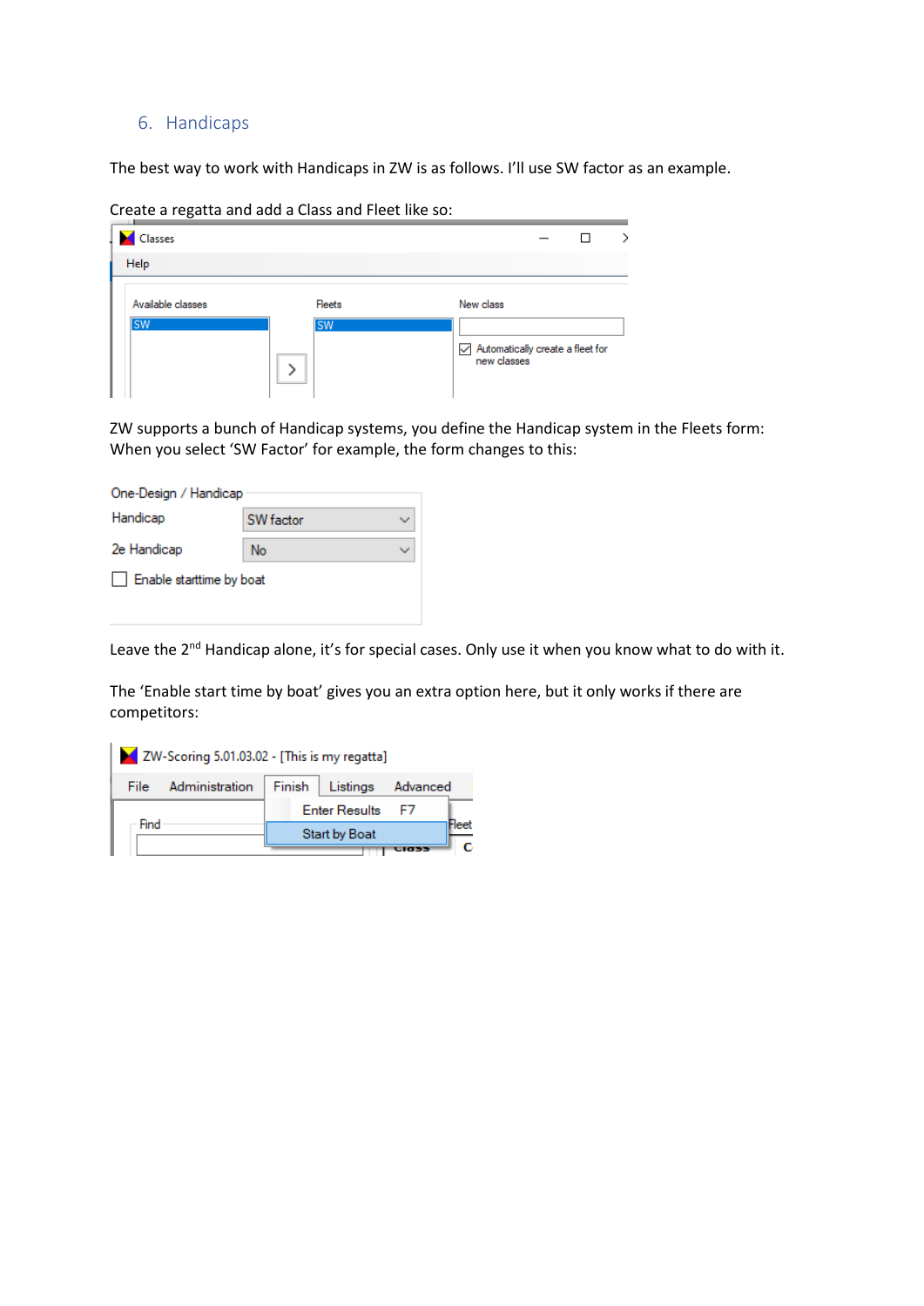## 6. Handicaps

The best way to work with Handicaps in ZW is as follows. I'll use SW factor as an example.

Create a regatta and add a Class and Fleet like so:

ZW supports a bunch of Handicap systems, you define the Handicap system in the Fleets form:
When you select 'SW Factor' for example, the form changes to this:

Leave the 2nd Handicap alone, it's for special cases. Only use it when you know what to do with it.

The 'Enable start time by boat' gives you an extra option here, but it only works if there are competitors: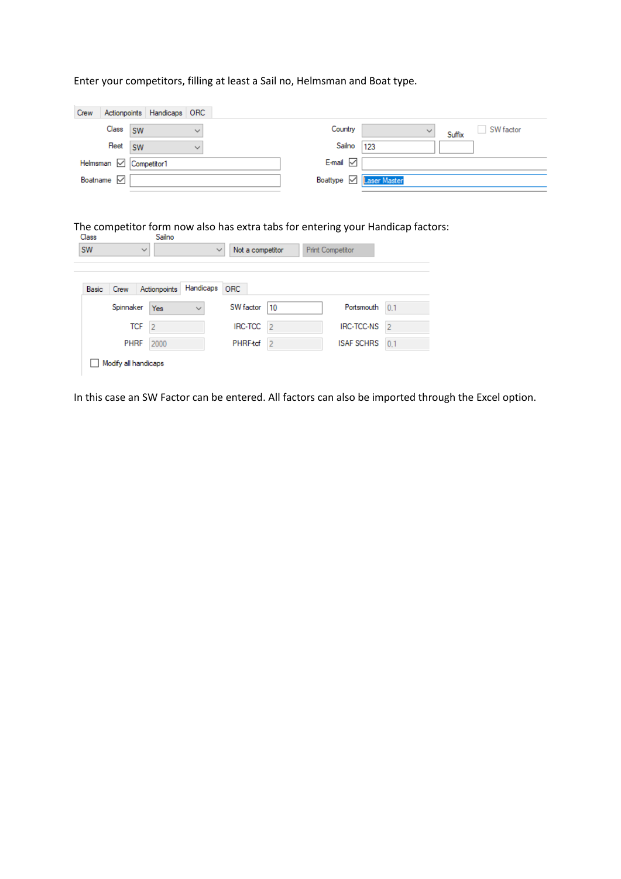Enter your competitors, filling at least a Sail no, Helmsman and Boat type.

| Crew | Actionpoints | Handicaps | ORC |
|---|---|---|---|

| | | | | |
|---|---|---|---|---|
| Class | SW | Country | | Suffix | SW factor |
| Fleet | SW | Sailno | 123 | |
| Helmsman ☑ | Competitor1 | E-mail ☑ | | |
| Boatname ☑ | | Boattype ☑ | Laser Master | |

The competitor form now also has extra tabs for entering your Handicap factors:

| Class | Sailno | | |
|---|---|---|---|
| SW | | Not a competitor | Print Competitor |

| Basic | Crew | Actionpoints | Handicaps | ORC |
|---|---|---|---|---|

| | | | | | |
|---|---|---|---|---|---|
| Spinnaker | Yes | SW factor | 10 | Portsmouth | 0,1 |
| TCF | 2 | IRC-TCC | 2 | IRC-TCC-NS | 2 |
| PHRF | 2000 | PHRF-tcf | 2 | ISAF SCHRS | 0,1 |

☐ Modify all handicaps

In this case an SW Factor can be entered. All factors can also be imported through the Excel option.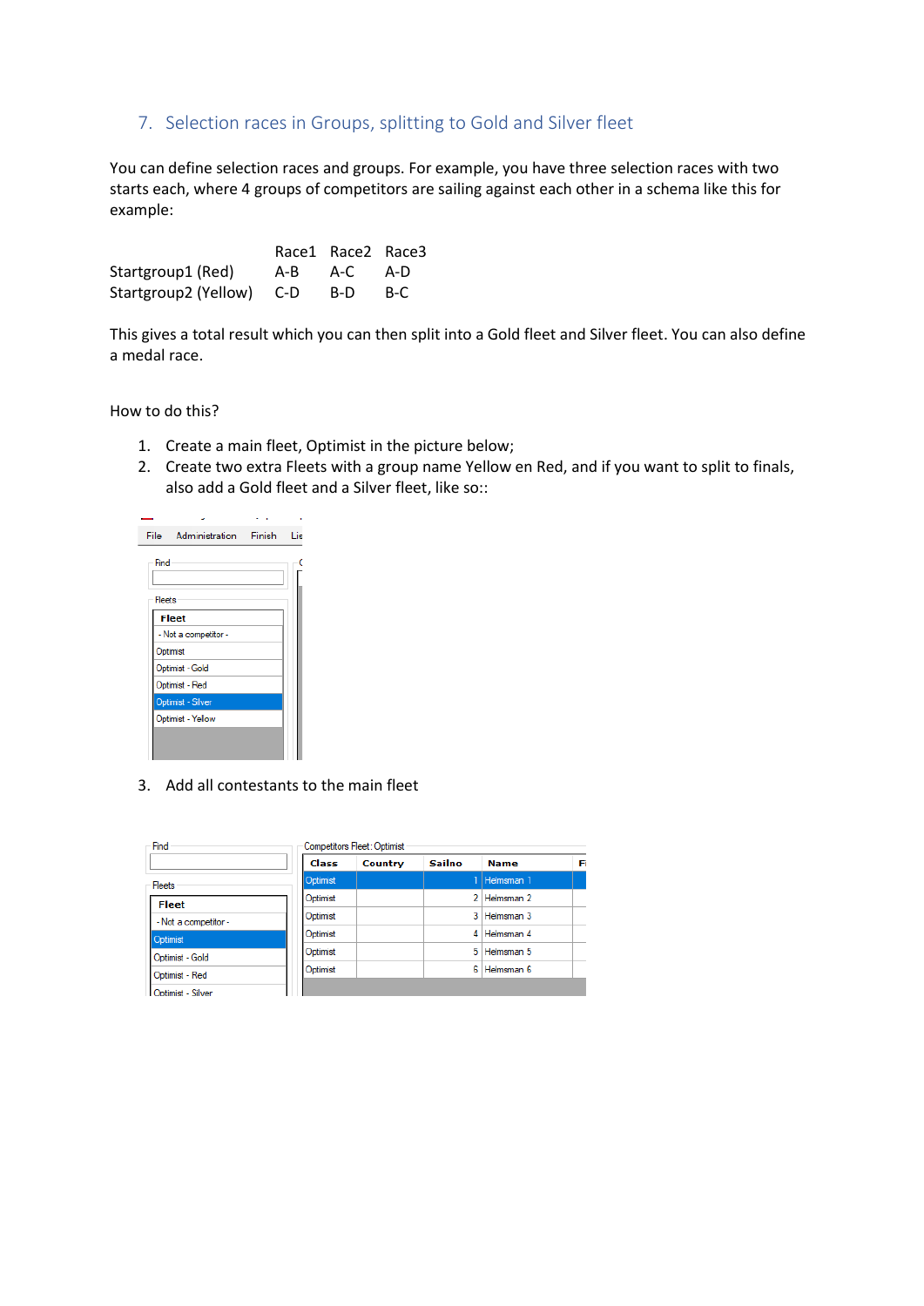## 7. Selection races in Groups, splitting to Gold and Silver fleet

You can define selection races and groups. For example, you have three selection races with two starts each, where 4 groups of competitors are sailing against each other in a schema like this for example:

| | Race1 | Race2 | Race3 |
|---|---|---|---|
| Startgroup1 (Red) | A-B | A-C | A-D |
| Startgroup2 (Yellow) | C-D | B-D | B-C |

This gives a total result which you can then split into a Gold fleet and Silver fleet. You can also define a medal race.

How to do this?

1. Create a main fleet, Optimist in the picture below;
2. Create two extra Fleets with a group name Yellow en Red, and if you want to split to finals, also add a Gold fleet and a Silver fleet, like so::

| Fleet |
|---|
| - Not a competitor - |
| Optmist |
| Optmist - Gold |
| Optmist - Red |
| Optmist - Silver |
| Optmist - Yellow |

3. Add all contestants to the main fleet

| Class | Country | Sailno | Name |
|---|---|---|---|
| Optimist | | 1 | Helmsman 1 |
| Optimist | | 2 | Helmsman 2 |
| Optimist | | 3 | Helmsman 3 |
| Optimist | | 4 | Helmsman 4 |
| Optimist | | 5 | Helmsman 5 |
| Optimist | | 6 | Helmsman 6 |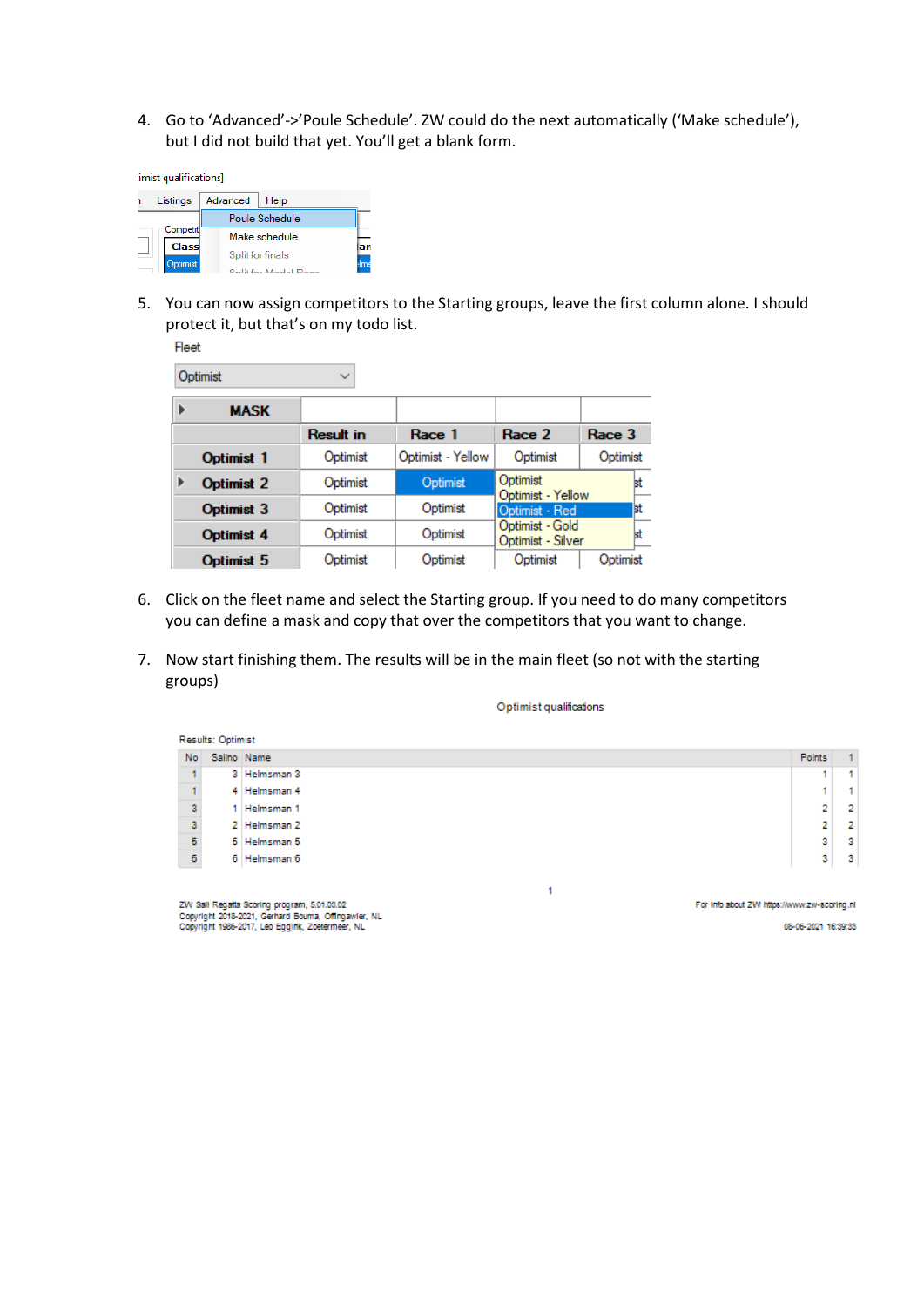4. Go to 'Advanced'->'Poule Schedule'. ZW could do the next automatically ('Make schedule'), but I did not build that yet. You'll get a blank form.

imist qualifications]

Listings | Advanced | Help

Poule Schedule
Make schedule
Split for finals

5. You can now assign competitors to the Starting groups, leave the first column alone. I should protect it, but that's on my todo list.

Fleet

Optimist

| MASK | | | | |
|---|---|---|---|---|
| | Result in | Race 1 | Race 2 | Race 3 |
| Optimist 1 | Optimist | Optimist - Yellow | Optimist | Optimist |
| Optimist 2 | Optimist | Optimist | Optimist | |
| Optimist 3 | Optimist | Optimist | | |
| Optimist 4 | Optimist | Optimist | | |
| Optimist 5 | Optimist | Optimist | Optimist | Optimist |

Dropdown: Optimist / Optimist - Yellow / Optimist - Red / Optimist - Gold / Optimist - Silver

6. Click on the fleet name and select the Starting group. If you need to do many competitors you can define a mask and copy that over the competitors that you want to change.

7. Now start finishing them. The results will be in the main fleet (so not with the starting groups)

Optimist qualifications

Results: Optimist

| No | Sailno | Name | Points | 1 |
|---|---|---|---|---|
| 1 | 3 | Helmsman 3 | 1 | 1 |
| 1 | 4 | Helmsman 4 | 1 | 1 |
| 3 | 1 | Helmsman 1 | 2 | 2 |
| 3 | 2 | Helmsman 2 | 2 | 2 |
| 5 | 5 | Helmsman 5 | 3 | 3 |
| 5 | 6 | Helmsman 6 | 3 | 3 |

ZW Sail Regatta Scoring program, 5.01.03.02
Copyright 2018-2021, Gerhard Bouma, Offingawier, NL
Copyright 1986-2017, Leo Eggink, Zoetermeer, NL

For info about ZW https://www.zw-scoring.nl

08-06-2021 16:39:33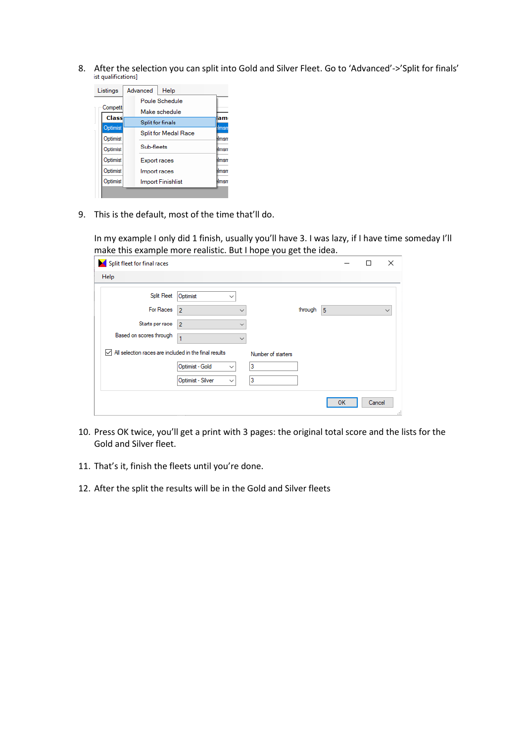8. After the selection you can split into Gold and Silver Fleet. Go to 'Advanced'->'Split for finals'

9. This is the default, most of the time that'll do.

   In my example I only did 1 finish, usually you'll have 3. I was lazy, if I have time someday I'll make this example more realistic. But I hope you get the idea.

10. Press OK twice, you'll get a print with 3 pages: the original total score and the lists for the Gold and Silver fleet.

11. That's it, finish the fleets until you're done.

12. After the split the results will be in the Gold and Silver fleets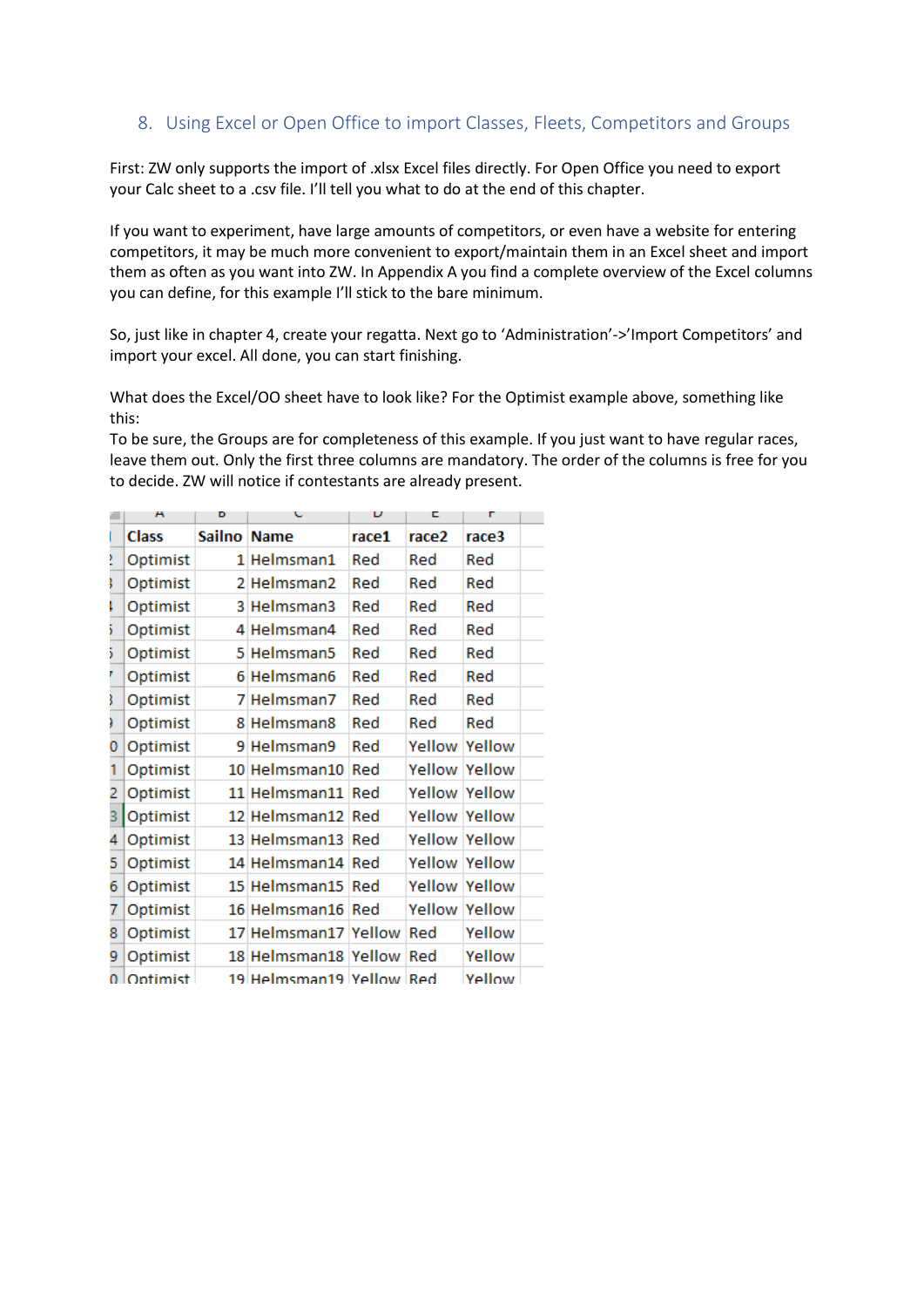## 8. Using Excel or Open Office to import Classes, Fleets, Competitors and Groups

First: ZW only supports the import of .xlsx Excel files directly. For Open Office you need to export your Calc sheet to a .csv file. I'll tell you what to do at the end of this chapter.

If you want to experiment, have large amounts of competitors, or even have a website for entering competitors, it may be much more convenient to export/maintain them in an Excel sheet and import them as often as you want into ZW. In Appendix A you find a complete overview of the Excel columns you can define, for this example I'll stick to the bare minimum.

So, just like in chapter 4, create your regatta. Next go to 'Administration'->'Import Competitors' and import your excel. All done, you can start finishing.

What does the Excel/OO sheet have to look like? For the Optimist example above, something like this:
To be sure, the Groups are for completeness of this example. If you just want to have regular races, leave them out. Only the first three columns are mandatory. The order of the columns is free for you to decide. ZW will notice if contestants are already present.

| Class | Sailno | Name | race1 | race2 | race3 |
|---|---|---|---|---|---|
| Optimist | 1 | Helmsman1 | Red | Red | Red |
| Optimist | 2 | Helmsman2 | Red | Red | Red |
| Optimist | 3 | Helmsman3 | Red | Red | Red |
| Optimist | 4 | Helmsman4 | Red | Red | Red |
| Optimist | 5 | Helmsman5 | Red | Red | Red |
| Optimist | 6 | Helmsman6 | Red | Red | Red |
| Optimist | 7 | Helmsman7 | Red | Red | Red |
| Optimist | 8 | Helmsman8 | Red | Red | Red |
| Optimist | 9 | Helmsman9 | Red | Yellow | Yellow |
| Optimist | 10 | Helmsman10 | Red | Yellow | Yellow |
| Optimist | 11 | Helmsman11 | Red | Yellow | Yellow |
| Optimist | 12 | Helmsman12 | Red | Yellow | Yellow |
| Optimist | 13 | Helmsman13 | Red | Yellow | Yellow |
| Optimist | 14 | Helmsman14 | Red | Yellow | Yellow |
| Optimist | 15 | Helmsman15 | Red | Yellow | Yellow |
| Optimist | 16 | Helmsman16 | Red | Yellow | Yellow |
| Optimist | 17 | Helmsman17 | Yellow | Red | Yellow |
| Optimist | 18 | Helmsman18 | Yellow | Red | Yellow |
| Optimist | 19 | Helmsman19 | Yellow | Red | Yellow |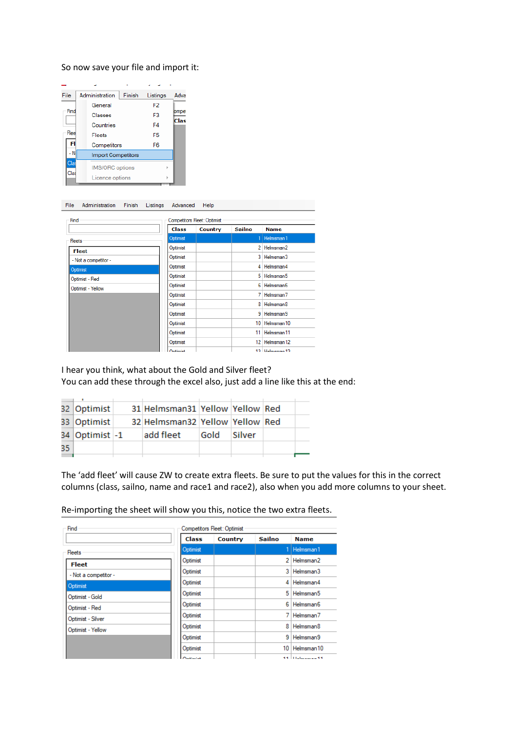So now save your file and import it:

I hear you think, what about the Gold and Silver fleet?
You can add these through the excel also, just add a line like this at the end:

| 32 | Optimist | 31 | Helmsman31 | Yellow | Yellow | Red |
|---|---|---|---|---|---|---|
| 33 | Optimist | 32 | Helmsman32 | Yellow | Yellow | Red |
| 34 | Optimist | -1 | add fleet | Gold | Silver | |
| 35 | | | | | | |

The 'add fleet' will cause ZW to create extra fleets. Be sure to put the values for this in the correct columns (class, sailno, name and race1 and race2), also when you add more columns to your sheet.

Re-importing the sheet will show you this, notice the two extra fleets.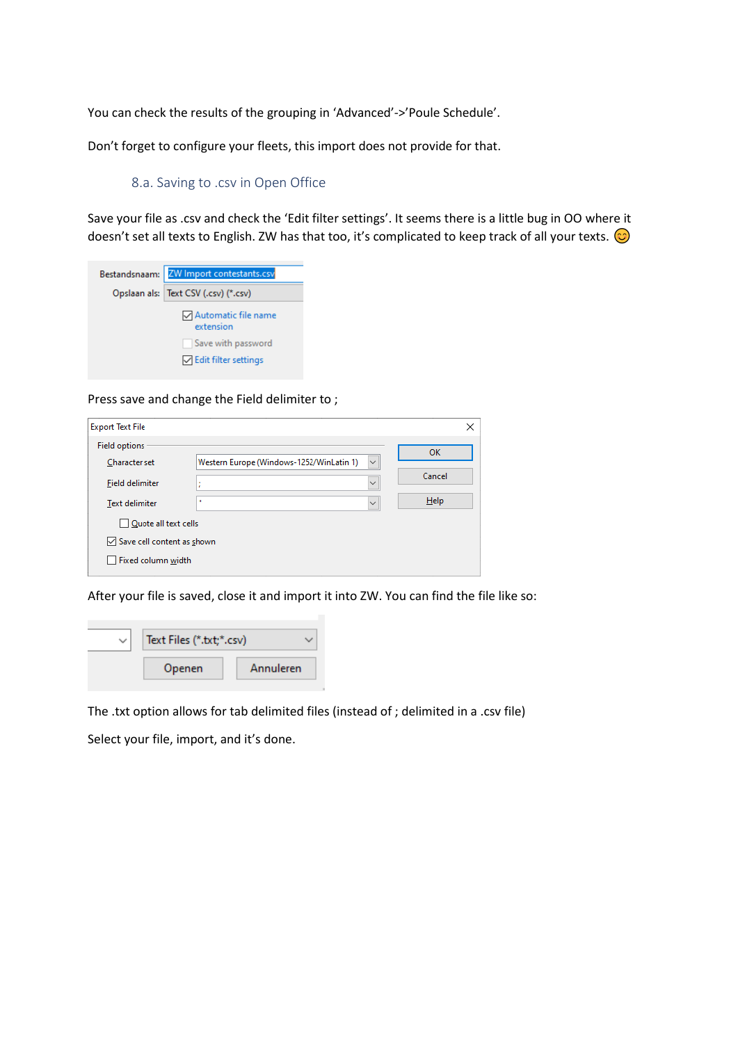You can check the results of the grouping in ‘Advanced’->’Poule Schedule’.

Don’t forget to configure your fleets, this import does not provide for that.

### 8.a. Saving to .csv in Open Office

Save your file as .csv and check the ‘Edit filter settings’. It seems there is a little bug in OO where it doesn’t set all texts to English. ZW has that too, it’s complicated to keep track of all your texts. 😊

Press save and change the Field delimiter to ;

After your file is saved, close it and import it into ZW. You can find the file like so:

The .txt option allows for tab delimited files (instead of ; delimited in a .csv file)

Select your file, import, and it’s done.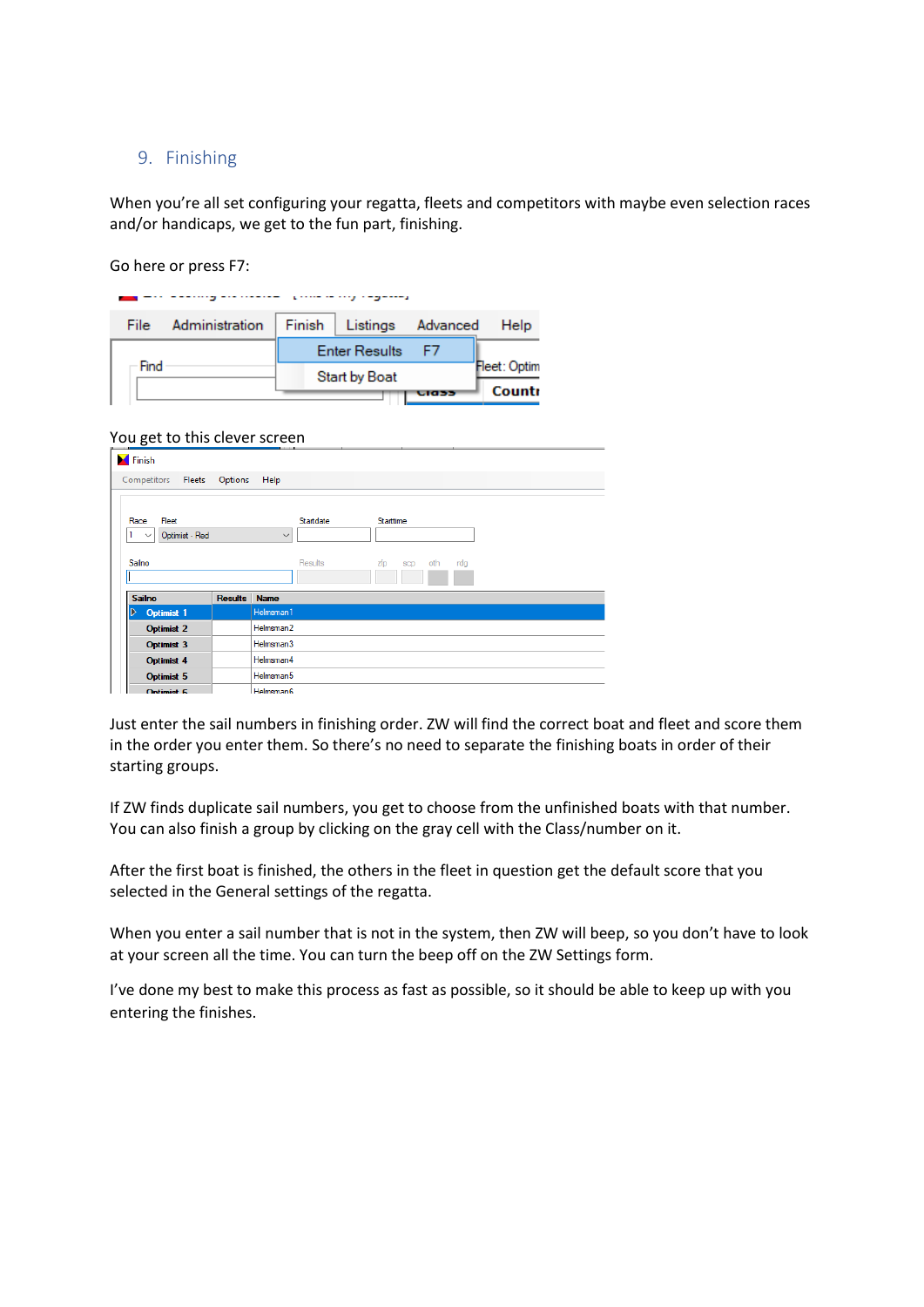## 9. Finishing

When you're all set configuring your regatta, fleets and competitors with maybe even selection races and/or handicaps, we get to the fun part, finishing.

Go here or press F7:

You get to this clever screen

Just enter the sail numbers in finishing order. ZW will find the correct boat and fleet and score them in the order you enter them. So there's no need to separate the finishing boats in order of their starting groups.

If ZW finds duplicate sail numbers, you get to choose from the unfinished boats with that number. You can also finish a group by clicking on the gray cell with the Class/number on it.

After the first boat is finished, the others in the fleet in question get the default score that you selected in the General settings of the regatta.

When you enter a sail number that is not in the system, then ZW will beep, so you don't have to look at your screen all the time. You can turn the beep off on the ZW Settings form.

I've done my best to make this process as fast as possible, so it should be able to keep up with you entering the finishes.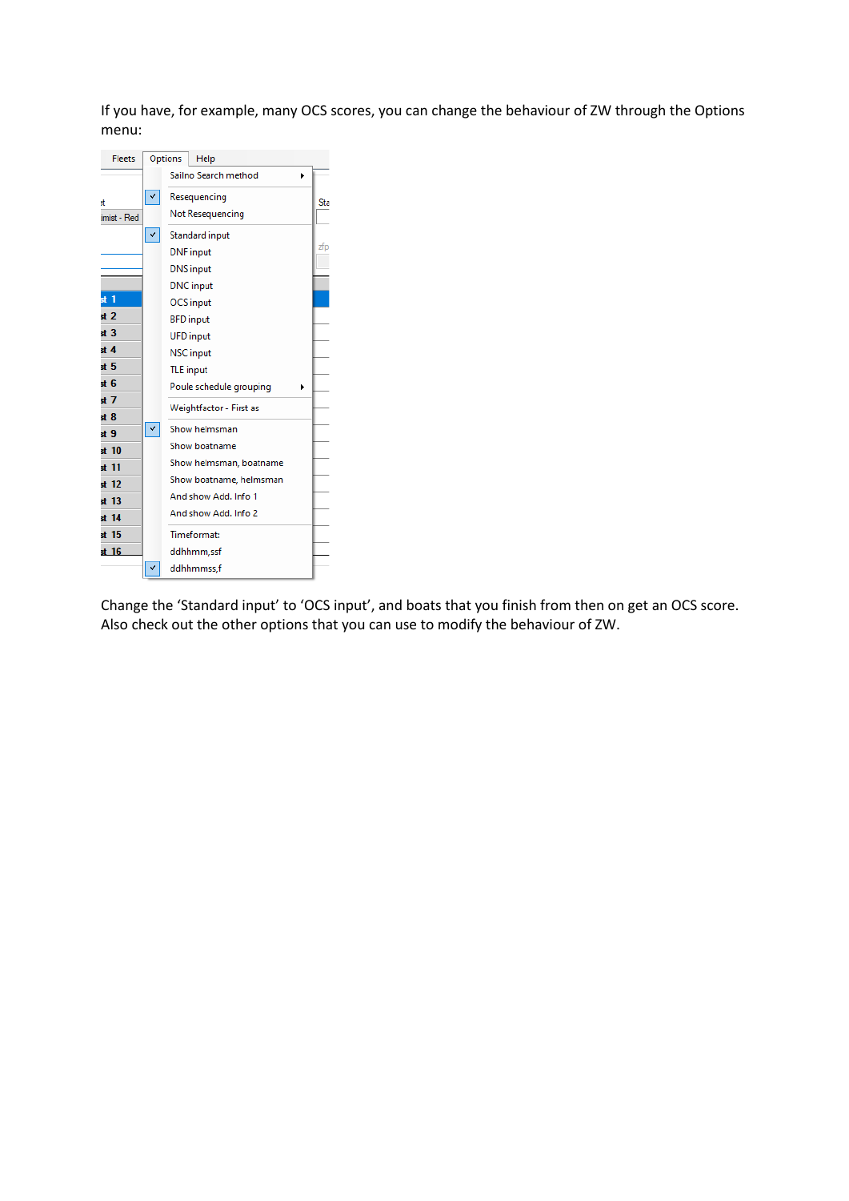If you have, for example, many OCS scores, you can change the behaviour of ZW through the Options menu:

Change the 'Standard input' to 'OCS input', and boats that you finish from then on get an OCS score. Also check out the other options that you can use to modify the behaviour of ZW.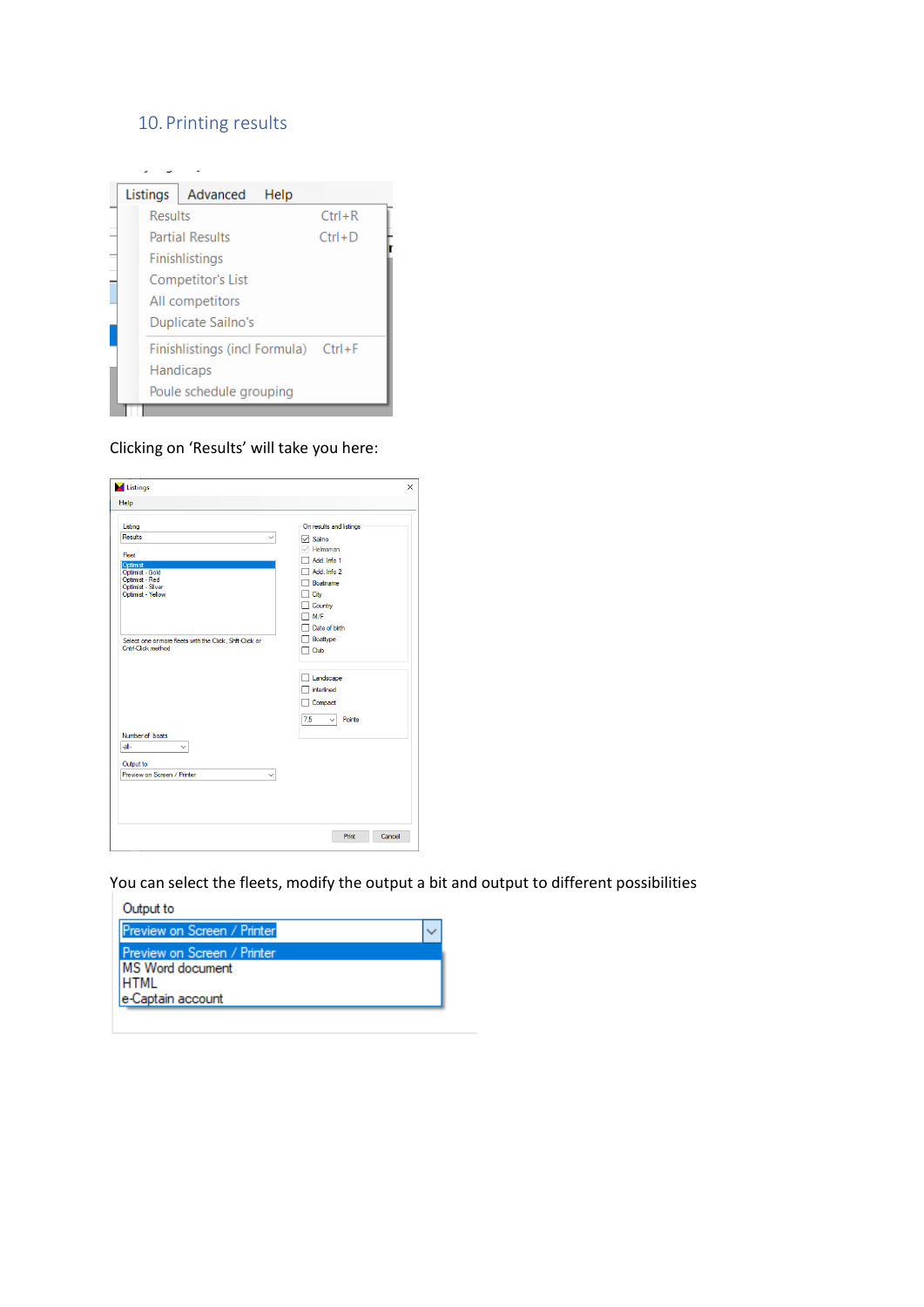## 10. Printing results

Clicking on 'Results' will take you here:

You can select the fleets, modify the output a bit and output to different possibilities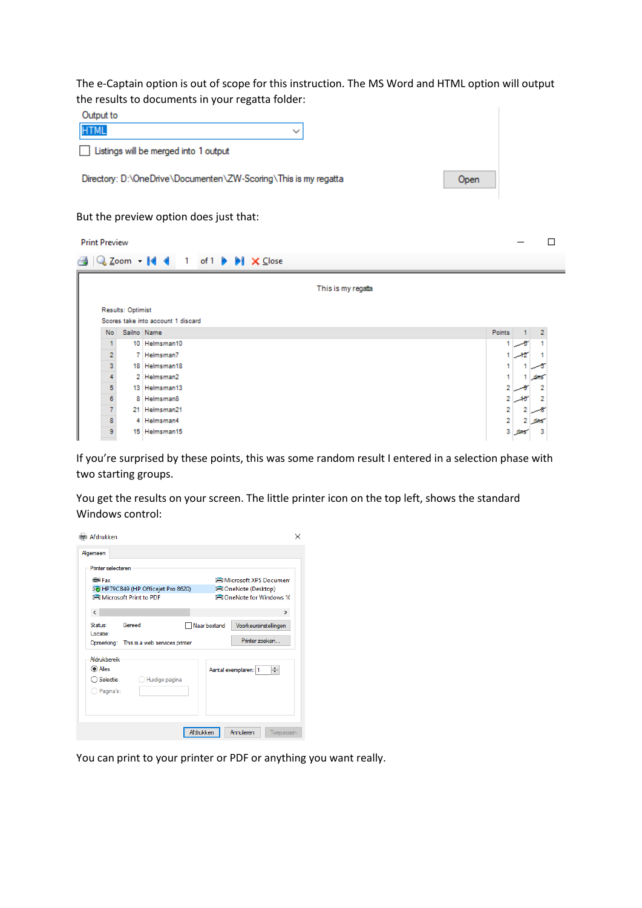The e-Captain option is out of scope for this instruction. The MS Word and HTML option will output the results to documents in your regatta folder:

Output to

HTML

Listings will be merged into 1 output

Directory: D:\OneDrive\Documenten\ZW-Scoring\This is my regatta

Open

But the preview option does just that:

Print Preview

Zoom 1 of 1 Close

This is my regatta

Results: Optimist

Scores take into account 1 discard

| No | Sailno | Name | Points | 1 | 2 |
|---|---|---|---|---|---|
| 1 | 10 | Helmsman10 | 1 | 8 | 1 |
| 2 | 7 | Helmsman7 | 1 | 12 | 1 |
| 3 | 18 | Helmsman18 | 1 | 1 | 8 |
| 4 | 2 | Helmsman2 | 1 | 1 | dns |
| 5 | 13 | Helmsman13 | 2 | 9 | 2 |
| 6 | 8 | Helmsman8 | 2 | 10 | 2 |
| 7 | 21 | Helmsman21 | 2 | 2 | 8 |
| 8 | 4 | Helmsman4 | 2 | 2 | dns |
| 9 | 15 | Helmsman15 | 3 | dns | 3 |

If you're surprised by these points, this was some random result I entered in a selection phase with two starting groups.

You get the results on your screen. The little printer icon on the top left, shows the standard Windows control:

Afdrukken

Algemeen

Printer selecteren

Fax

HP79CB49 (HP Officejet Pro 8620)

Microsoft Print to PDF

Microsoft XPS Documen

OneNote (Desktop)

OneNote for Windows 1(

Status: Gereed

Locatie:

Opmerking: This is a web services printer

Naar bestand

Voorkeursinstellingen

Printer zoeken...

Afdrukbereik

Alles

Selectie

Huidige pagina

Pagina's:

Aantal exemplaren: 1

Afdrukken Annuleren Toepassen

You can print to your printer or PDF or anything you want really.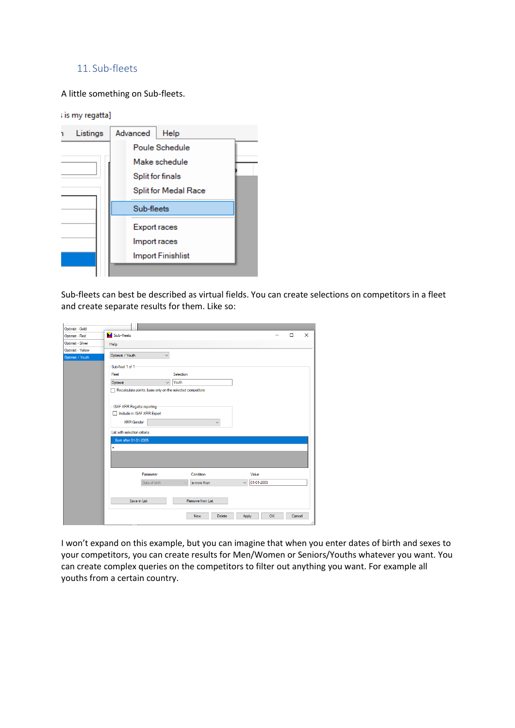## 11. Sub-fleets

A little something on Sub-fleets.

Sub-fleets can best be described as virtual fields. You can create selections on competitors in a fleet and create separate results for them. Like so:

I won't expand on this example, but you can imagine that when you enter dates of birth and sexes to your competitors, you can create results for Men/Women or Seniors/Youths whatever you want. You can create complex queries on the competitors to filter out anything you want. For example all youths from a certain country.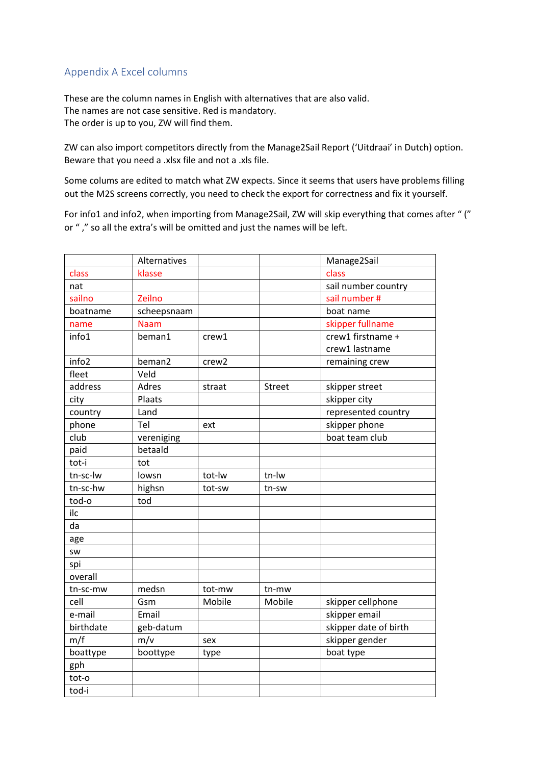## Appendix A Excel columns

These are the column names in English with alternatives that are also valid.
The names are not case sensitive. Red is mandatory.
The order is up to you, ZW will find them.

ZW can also import competitors directly from the Manage2Sail Report ('Uitdraai' in Dutch) option. Beware that you need a .xlsx file and not a .xls file.

Some colums are edited to match what ZW expects. Since it seems that users have problems filling out the M2S screens correctly, you need to check the export for correctness and fix it yourself.

For info1 and info2, when importing from Manage2Sail, ZW will skip everything that comes after " (" or " ," so all the extra's will be omitted and just the names will be left.

| | Alternatives | | | Manage2Sail |
|---|---|---|---|---|
| class | klasse | | | class |
| nat | | | | sail number country |
| sailno | Zeilno | | | sail number # |
| boatname | scheepsnaam | | | boat name |
| name | Naam | | | skipper fullname |
| info1 | beman1 | crew1 | | crew1 firstname + crew1 lastname |
| info2 | beman2 | crew2 | | remaining crew |
| fleet | Veld | | | |
| address | Adres | straat | Street | skipper street |
| city | Plaats | | | skipper city |
| country | Land | | | represented country |
| phone | Tel | ext | | skipper phone |
| club | vereniging | | | boat team club |
| paid | betaald | | | |
| tot-i | tot | | | |
| tn-sc-lw | lowsn | tot-lw | tn-lw | |
| tn-sc-hw | highsn | tot-sw | tn-sw | |
| tod-o | tod | | | |
| ilc | | | | |
| da | | | | |
| age | | | | |
| sw | | | | |
| spi | | | | |
| overall | | | | |
| tn-sc-mw | medsn | tot-mw | tn-mw | |
| cell | Gsm | Mobile | Mobile | skipper cellphone |
| e-mail | Email | | | skipper email |
| birthdate | geb-datum | | | skipper date of birth |
| m/f | m/v | sex | | skipper gender |
| boattype | boottype | type | | boat type |
| gph | | | | |
| tot-o | | | | |
| tod-i | | | | |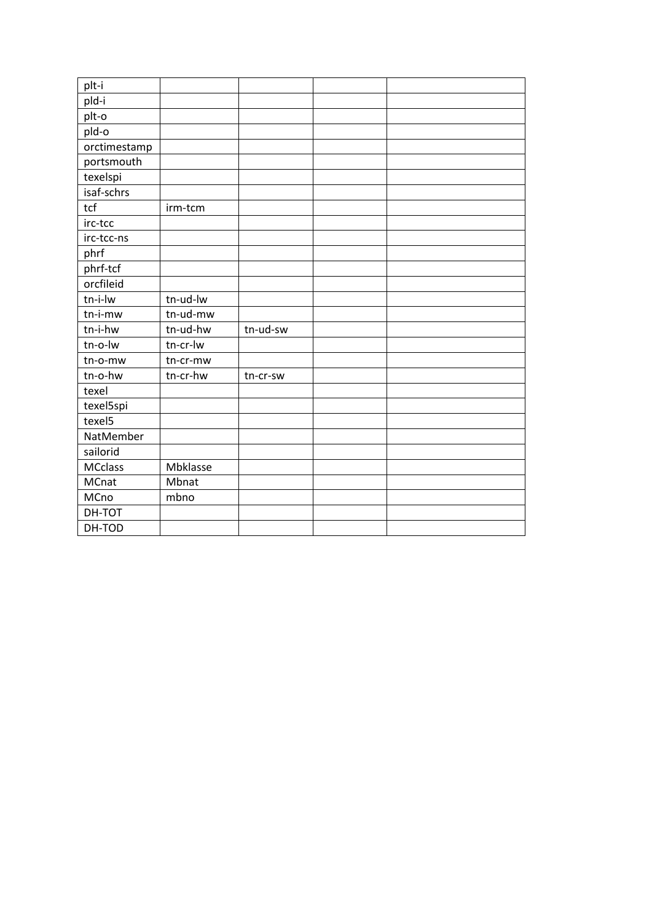| | | | | |
|---|---|---|---|---|
| plt-i | | | | |
| pld-i | | | | |
| plt-o | | | | |
| pld-o | | | | |
| orctimestamp | | | | |
| portsmouth | | | | |
| texelspi | | | | |
| isaf-schrs | | | | |
| tcf | irm-tcm | | | |
| irc-tcc | | | | |
| irc-tcc-ns | | | | |
| phrf | | | | |
| phrf-tcf | | | | |
| orcfileid | | | | |
| tn-i-lw | tn-ud-lw | | | |
| tn-i-mw | tn-ud-mw | | | |
| tn-i-hw | tn-ud-hw | tn-ud-sw | | |
| tn-o-lw | tn-cr-lw | | | |
| tn-o-mw | tn-cr-mw | | | |
| tn-o-hw | tn-cr-hw | tn-cr-sw | | |
| texel | | | | |
| texel5spi | | | | |
| texel5 | | | | |
| NatMember | | | | |
| sailorid | | | | |
| MCclass | Mbklasse | | | |
| MCnat | Mbnat | | | |
| MCno | mbno | | | |
| DH-TOT | | | | |
| DH-TOD | | | | |